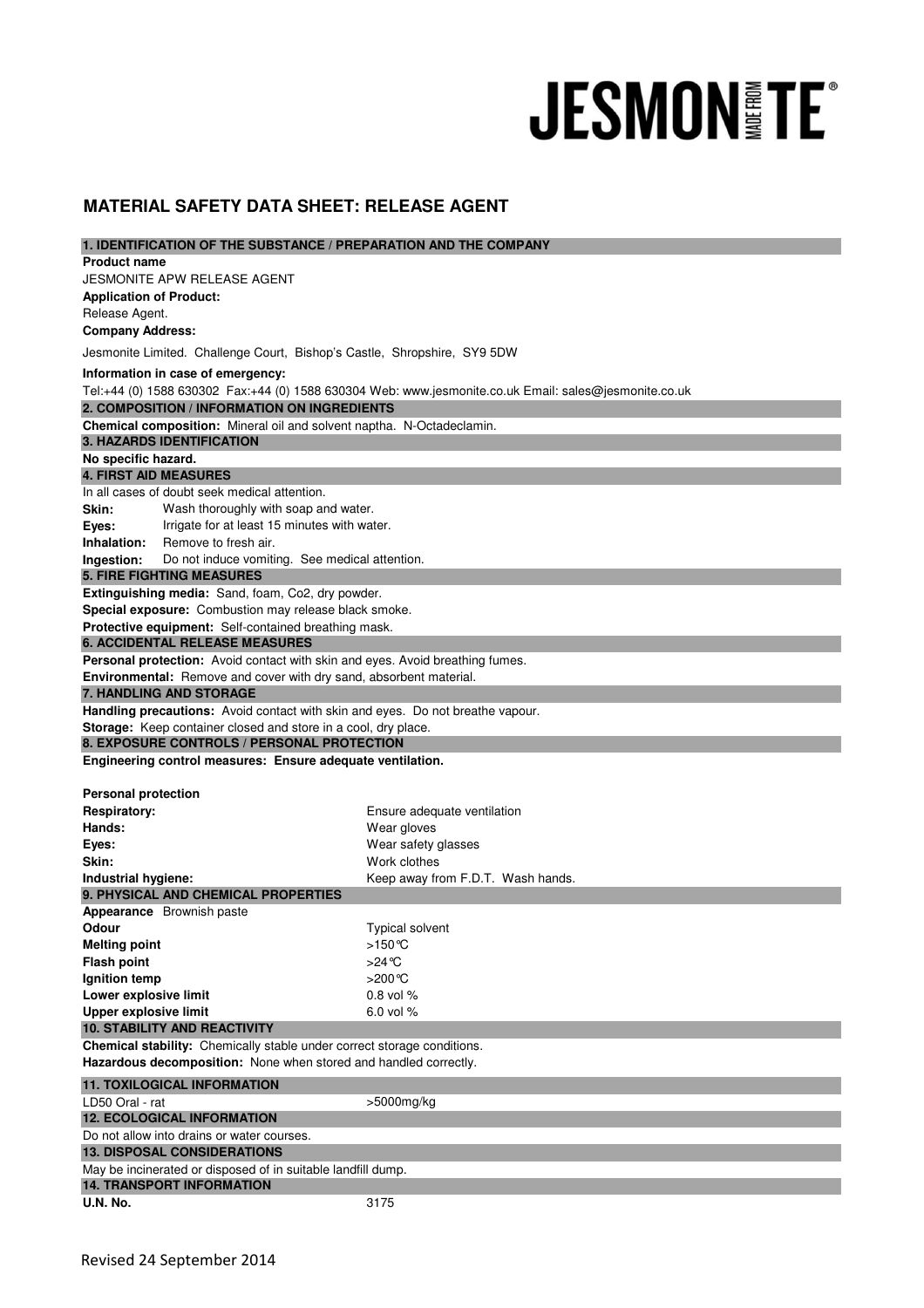# JESMONITE

## MATERIAL SAFETY DATA SHEET: RELEASE AGENT

### 1. IDENTIFICATION OF THE SUBSTANCE / PREPARATION AND THE COMPANY

**Product name**

JESMONITE APW RELEASE AGENT

**Application of Product:**

Release Agent.

**Company Address:**

Jesmonite Limited. Challenge Court, Bishop's Castle, Shropshire, SY9 5DW

**Information in case of emergency:**

Tel:+44 (0) 1588 630302 Fax:+44 (0) 1588 630304 Web: www.jesmonite.co.uk Email: sales@jesmonite.co.uk

### 2. COMPOSITION / INFORMATION ON INGREDIENTS

**Chemical composition:** Mineral oil and solvent naptha. N-Octadeclamin.

### 3. HAZARDS IDENTIFICATION

**No specific hazard.**

### 4. FIRST AID MEASURES

In all cases of doubt seek medical attention.

**Skin:** Wash thoroughly with soap and water.

**Eyes:** Irrigate for at least 15 minutes with water.

**Inhalation:** Remove to fresh air.

**Ingestion:** Do not induce vomiting. See medical attention.

### 5. FIRE FIGHTING MEASURES

**Extinguishing media:** Sand, foam, Co2, dry powder.

**Special exposure:** Combustion may release black smoke.

**Protective equipment:** Self-contained breathing mask.

### 6. ACCIDENTAL RELEASE MEASURES

**Personal protection:** Avoid contact with skin and eyes. Avoid breathing fumes.

**Environmental:** Remove and cover with dry sand, absorbent material.

### 7. HANDLING AND STORAGE

**Handling precautions:** Avoid contact with skin and eyes. Do not breathe vapour.

**Storage:** Keep container closed and store in a cool, dry place.

### 8. EXPOSURE CONTROLS / PERSONAL PROTECTION

**Engineering control measures: Ensure adequate ventilation.**

**Personal protection**

| | |
|---|---|
| **Respiratory:** | Ensure adequate ventilation |
| **Hands:** | Wear gloves |
| **Eyes:** | Wear safety glasses |
| **Skin:** | Work clothes |
| **Industrial hygiene:** | Keep away from F.D.T. Wash hands. |

### 9. PHYSICAL AND CHEMICAL PROPERTIES

**Appearance** Brownish paste

| | |
|---|---|
| **Odour** | Typical solvent |
| **Melting point** | >150°C |
| **Flash point** | >24°C |
| **Ignition temp** | >200°C |
| **Lower explosive limit** | 0.8 vol % |
| **Upper explosive limit** | 6.0 vol % |

### 10. STABILITY AND REACTIVITY

**Chemical stability:** Chemically stable under correct storage conditions.

**Hazardous decomposition:** None when stored and handled correctly.

### 11. TOXILOGICAL INFORMATION

| | |
|---|---|
| LD50 Oral - rat | >5000mg/kg |

### 12. ECOLOGICAL INFORMATION

Do not allow into drains or water courses.

### 13. DISPOSAL CONSIDERATIONS

May be incinerated or disposed of in suitable landfill dump.

### 14. TRANSPORT INFORMATION

| | |
|---|---|
| **U.N. No.** | 3175 |

Revised 24 September 2014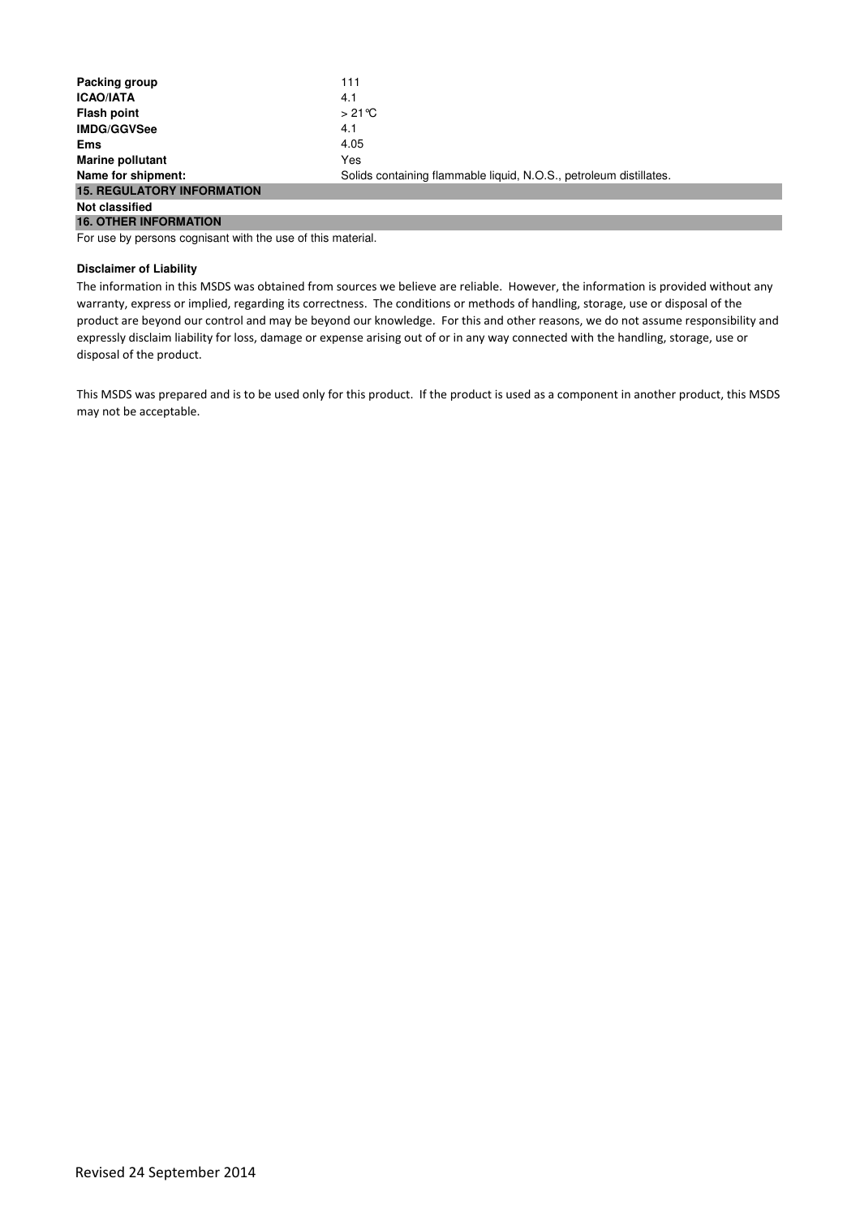| | |
|---|---|
| **Packing group** | 111 |
| **ICAO/IATA** | 4.1 |
| **Flash point** | > 21°C |
| **IMDG/GGVSee** | 4.1 |
| **Ems** | 4.05 |
| **Marine pollutant** | Yes |
| **Name for shipment:** | Solids containing flammable liquid, N.O.S., petroleum distillates. |

## 15. REGULATORY INFORMATION

**Not classified**

## 16. OTHER INFORMATION

For use by persons cognisant with the use of this material.

**Disclaimer of Liability**

The information in this MSDS was obtained from sources we believe are reliable. However, the information is provided without any warranty, express or implied, regarding its correctness. The conditions or methods of handling, storage, use or disposal of the product are beyond our control and may be beyond our knowledge. For this and other reasons, we do not assume responsibility and expressly disclaim liability for loss, damage or expense arising out of or in any way connected with the handling, storage, use or disposal of the product.

This MSDS was prepared and is to be used only for this product. If the product is used as a component in another product, this MSDS may not be acceptable.

Revised 24 September 2014